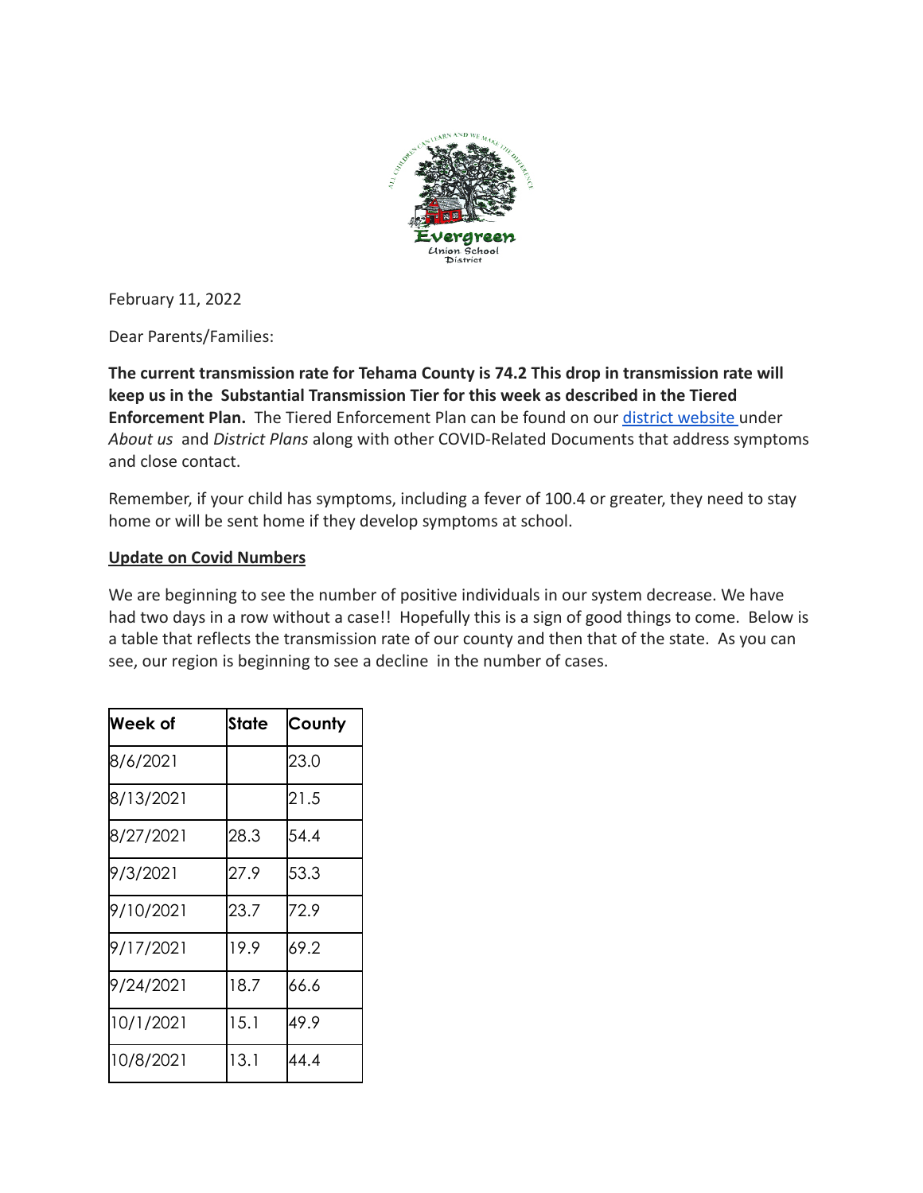February 11, 2022

Dear Parents/Families:

**The current transmission rate for Tehama County is 74.2 This drop in transmission rate will keep us in the Substantial Transmission Tier for this week as described in the Tiered Enforcement Plan.** The Tiered Enforcement Plan can be found on our [district website](#) under *About us* and *District Plans* along with other COVID-Related Documents that address symptoms and close contact.

Remember, if your child has symptoms, including a fever of 100.4 or greater, they need to stay home or will be sent home if they develop symptoms at school.

**Update on Covid Numbers**

We are beginning to see the number of positive individuals in our system decrease. We have had two days in a row without a case!! Hopefully this is a sign of good things to come. Below is a table that reflects the transmission rate of our county and then that of the state. As you can see, our region is beginning to see a decline in the number of cases.

| Week of | State | County |
|---|---|---|
| 8/6/2021 | | 23.0 |
| 8/13/2021 | | 21.5 |
| 8/27/2021 | 28.3 | 54.4 |
| 9/3/2021 | 27.9 | 53.3 |
| 9/10/2021 | 23.7 | 72.9 |
| 9/17/2021 | 19.9 | 69.2 |
| 9/24/2021 | 18.7 | 66.6 |
| 10/1/2021 | 15.1 | 49.9 |
| 10/8/2021 | 13.1 | 44.4 |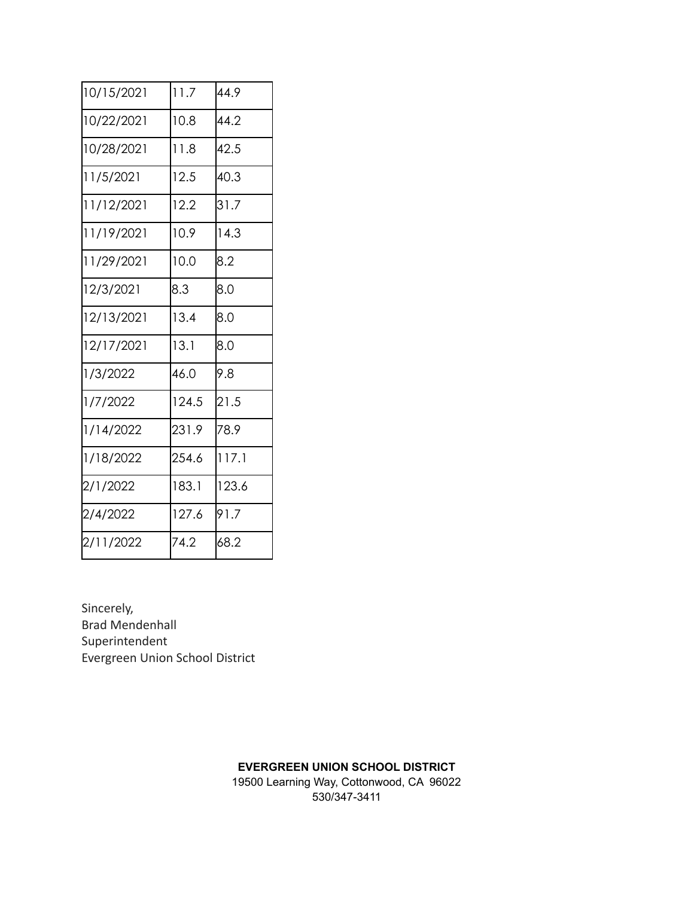| | | |
|---|---|---|
| 10/15/2021 | 11.7 | 44.9 |
| 10/22/2021 | 10.8 | 44.2 |
| 10/28/2021 | 11.8 | 42.5 |
| 11/5/2021 | 12.5 | 40.3 |
| 11/12/2021 | 12.2 | 31.7 |
| 11/19/2021 | 10.9 | 14.3 |
| 11/29/2021 | 10.0 | 8.2 |
| 12/3/2021 | 8.3 | 8.0 |
| 12/13/2021 | 13.4 | 8.0 |
| 12/17/2021 | 13.1 | 8.0 |
| 1/3/2022 | 46.0 | 9.8 |
| 1/7/2022 | 124.5 | 21.5 |
| 1/14/2022 | 231.9 | 78.9 |
| 1/18/2022 | 254.6 | 117.1 |
| 2/1/2022 | 183.1 | 123.6 |
| 2/4/2022 | 127.6 | 91.7 |
| 2/11/2022 | 74.2 | 68.2 |

Sincerely,
Brad Mendenhall
Superintendent
Evergreen Union School District

**EVERGREEN UNION SCHOOL DISTRICT**
19500 Learning Way, Cottonwood, CA 96022
530/347-3411